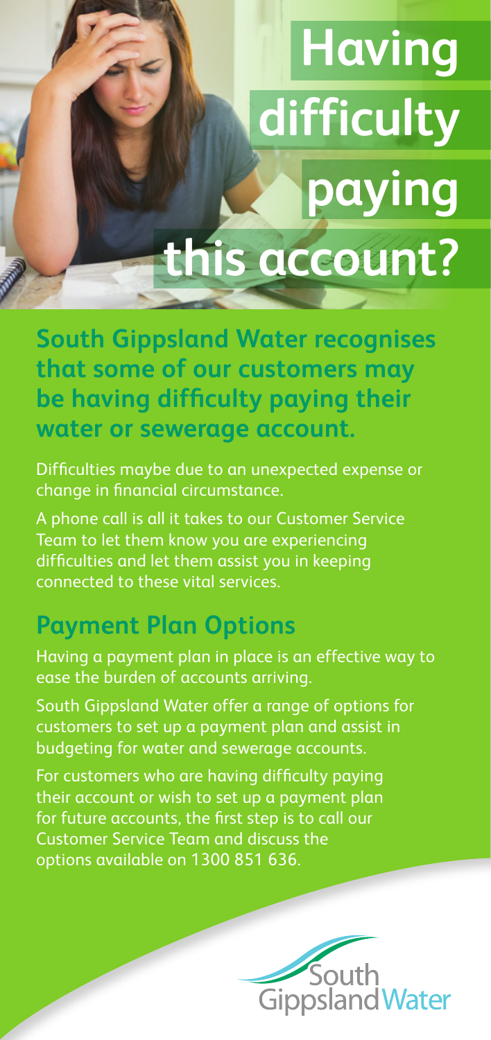# Having difficulty paying this account?

**South Gippsland Water recognises that some of our customers may be having difficulty paying their water or sewerage account.**

Difficulties maybe due to an unexpected expense or change in financial circumstance.

A phone call is all it takes to our Customer Service Team to let them know you are experiencing difficulties and let them assist you in keeping connected to these vital services.

## Payment Plan Options

Having a payment plan in place is an effective way to ease the burden of accounts arriving.

South Gippsland Water offer a range of options for customers to set up a payment plan and assist in budgeting for water and sewerage accounts.

For customers who are having difficulty paying their account or wish to set up a payment plan for future accounts, the first step is to call our Customer Service Team and discuss the options available on 1300 851 636.

South Gippsland Water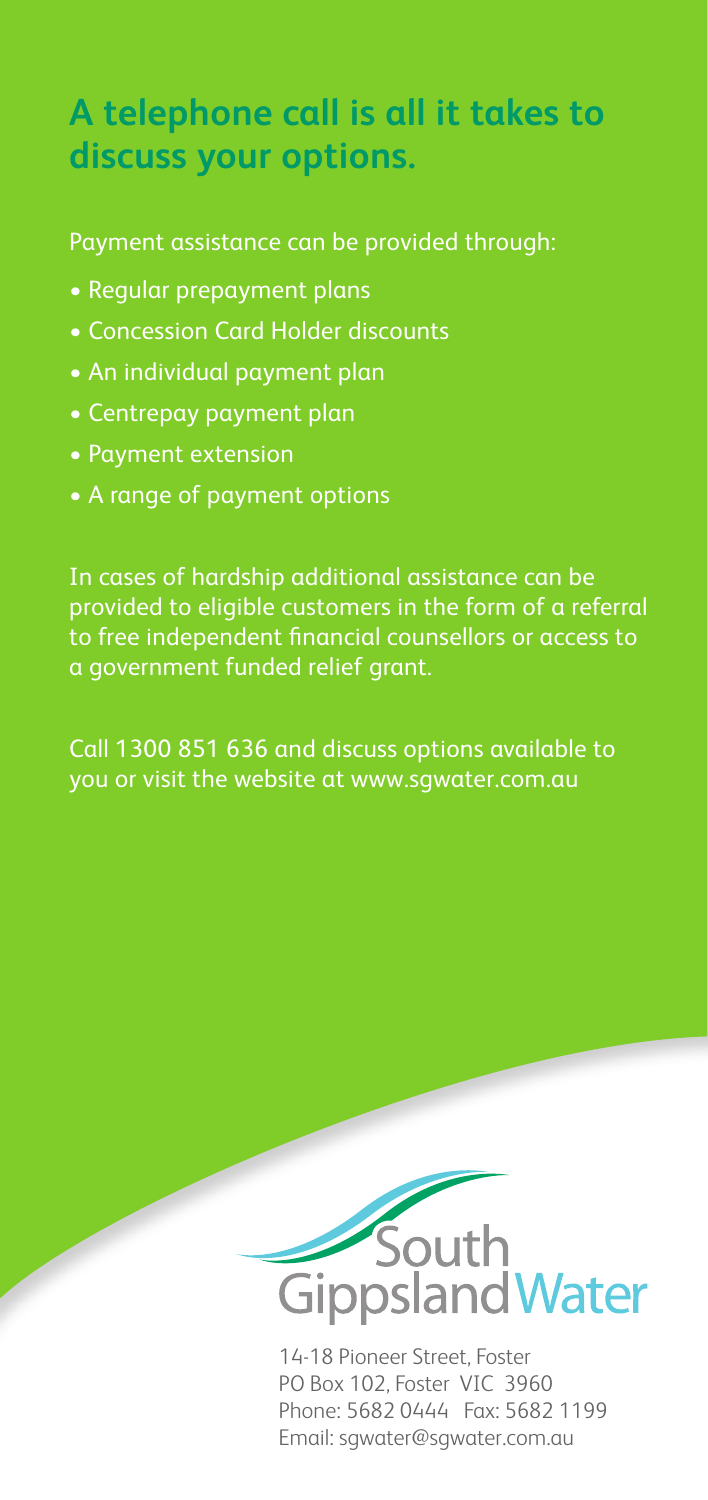## A telephone call is all it takes to discuss your options.

Payment assistance can be provided through:

- Regular prepayment plans
- Concession Card Holder discounts
- An individual payment plan
- Centrepay payment plan
- Payment extension
- A range of payment options

In cases of hardship additional assistance can be provided to eligible customers in the form of a referral to free independent financial counsellors or access to a government funded relief grant.

Call 1300 851 636 and discuss options available to you or visit the website at www.sgwater.com.au

South Gippsland Water

14-18 Pioneer Street, Foster
PO Box 102, Foster VIC 3960
Phone: 5682 0444 Fax: 5682 1199
Email: sgwater@sgwater.com.au